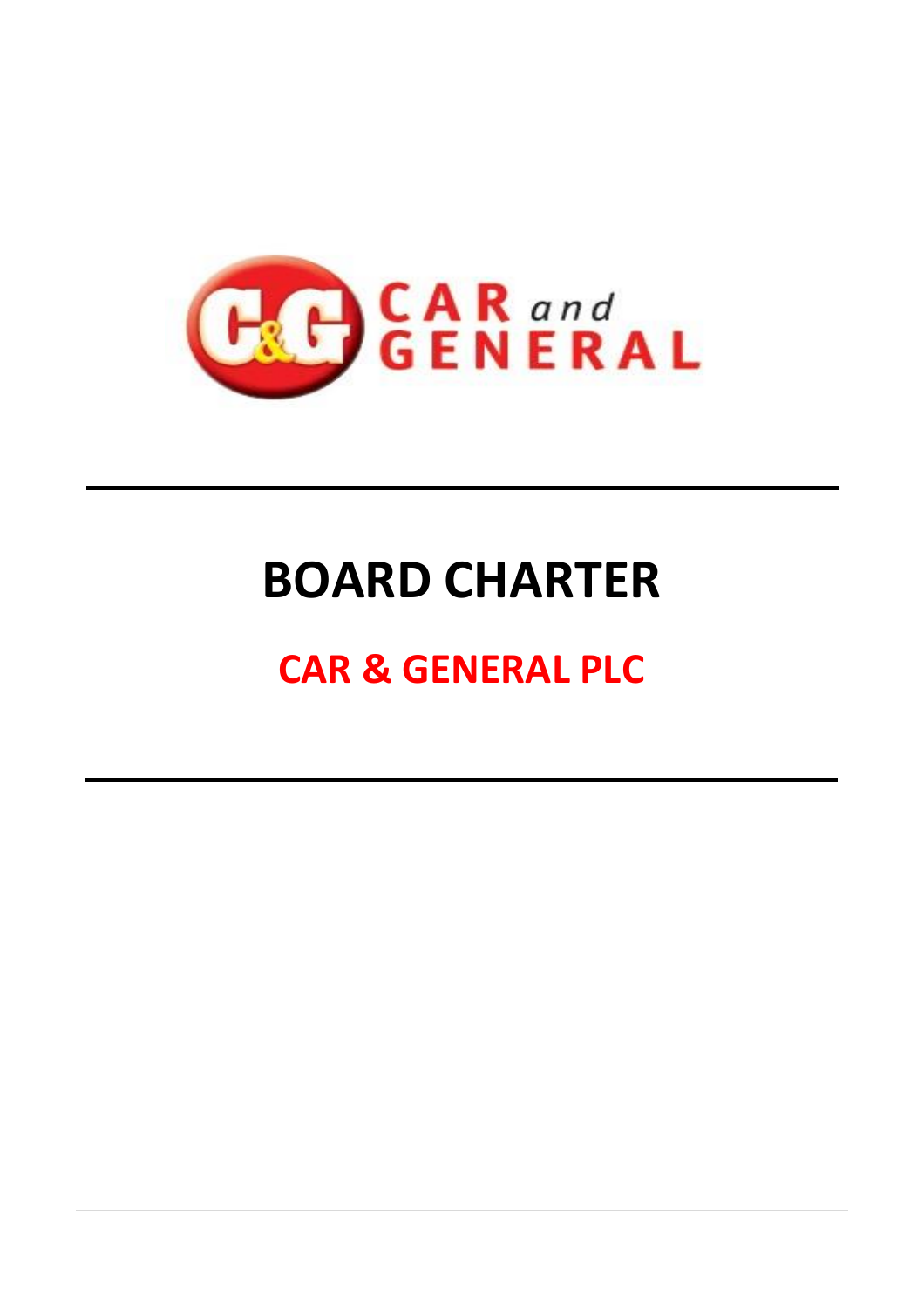# BOARD CHARTER

## CAR & GENERAL PLC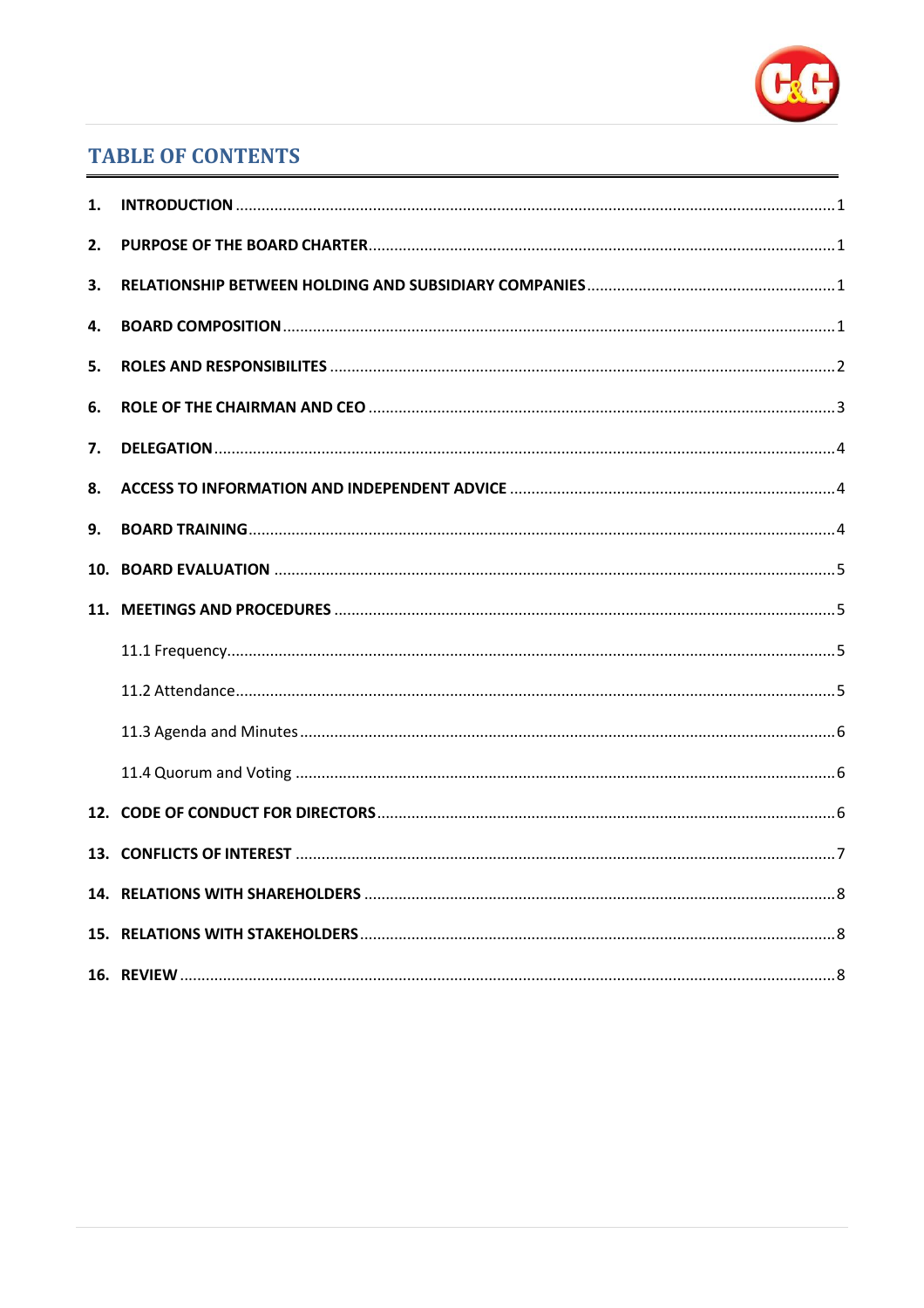## TABLE OF CONTENTS

| | | |
|---|---|---|
| **1.** | **INTRODUCTION** | 1 |
| **2.** | **PURPOSE OF THE BOARD CHARTER** | 1 |
| **3.** | **RELATIONSHIP BETWEEN HOLDING AND SUBSIDIARY COMPANIES** | 1 |
| **4.** | **BOARD COMPOSITION** | 1 |
| **5.** | **ROLES AND RESPONSIBILITES** | 2 |
| **6.** | **ROLE OF THE CHAIRMAN AND CEO** | 3 |
| **7.** | **DELEGATION** | 4 |
| **8.** | **ACCESS TO INFORMATION AND INDEPENDENT ADVICE** | 4 |
| **9.** | **BOARD TRAINING** | 4 |
| **10.** | **BOARD EVALUATION** | 5 |
| **11.** | **MEETINGS AND PROCEDURES** | 5 |
| | 11.1 Frequency | 5 |
| | 11.2 Attendance | 5 |
| | 11.3 Agenda and Minutes | 6 |
| | 11.4 Quorum and Voting | 6 |
| **12.** | **CODE OF CONDUCT FOR DIRECTORS** | 6 |
| **13.** | **CONFLICTS OF INTEREST** | 7 |
| **14.** | **RELATIONS WITH SHAREHOLDERS** | 8 |
| **15.** | **RELATIONS WITH STAKEHOLDERS** | 8 |
| **16.** | **REVIEW** | 8 |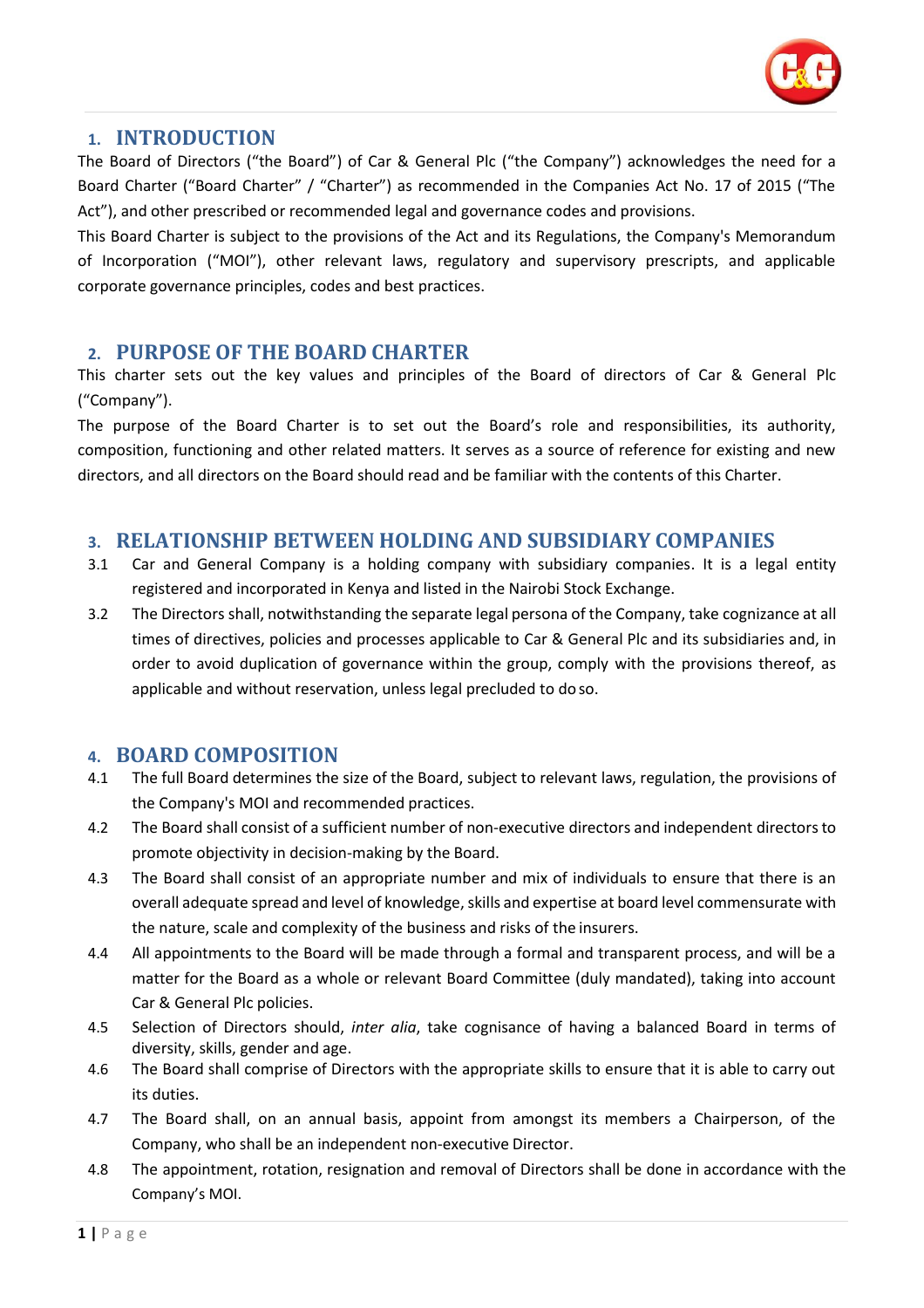## 1. INTRODUCTION

The Board of Directors ("the Board") of Car & General Plc ("the Company") acknowledges the need for a Board Charter ("Board Charter" / "Charter") as recommended in the Companies Act No. 17 of 2015 ("The Act"), and other prescribed or recommended legal and governance codes and provisions.

This Board Charter is subject to the provisions of the Act and its Regulations, the Company's Memorandum of Incorporation ("MOI"), other relevant laws, regulatory and supervisory prescripts, and applicable corporate governance principles, codes and best practices.

## 2. PURPOSE OF THE BOARD CHARTER

This charter sets out the key values and principles of the Board of directors of Car & General Plc ("Company").

The purpose of the Board Charter is to set out the Board's role and responsibilities, its authority, composition, functioning and other related matters. It serves as a source of reference for existing and new directors, and all directors on the Board should read and be familiar with the contents of this Charter.

## 3. RELATIONSHIP BETWEEN HOLDING AND SUBSIDIARY COMPANIES

3.1 Car and General Company is a holding company with subsidiary companies. It is a legal entity registered and incorporated in Kenya and listed in the Nairobi Stock Exchange.

3.2 The Directors shall, notwithstanding the separate legal persona of the Company, take cognizance at all times of directives, policies and processes applicable to Car & General Plc and its subsidiaries and, in order to avoid duplication of governance within the group, comply with the provisions thereof, as applicable and without reservation, unless legal precluded to do so.

## 4. BOARD COMPOSITION

4.1 The full Board determines the size of the Board, subject to relevant laws, regulation, the provisions of the Company's MOI and recommended practices.

4.2 The Board shall consist of a sufficient number of non-executive directors and independent directors to promote objectivity in decision-making by the Board.

4.3 The Board shall consist of an appropriate number and mix of individuals to ensure that there is an overall adequate spread and level of knowledge, skills and expertise at board level commensurate with the nature, scale and complexity of the business and risks of the insurers.

4.4 All appointments to the Board will be made through a formal and transparent process, and will be a matter for the Board as a whole or relevant Board Committee (duly mandated), taking into account Car & General Plc policies.

4.5 Selection of Directors should, *inter alia*, take cognisance of having a balanced Board in terms of diversity, skills, gender and age.

4.6 The Board shall comprise of Directors with the appropriate skills to ensure that it is able to carry out its duties.

4.7 The Board shall, on an annual basis, appoint from amongst its members a Chairperson, of the Company, who shall be an independent non-executive Director.

4.8 The appointment, rotation, resignation and removal of Directors shall be done in accordance with the Company's MOI.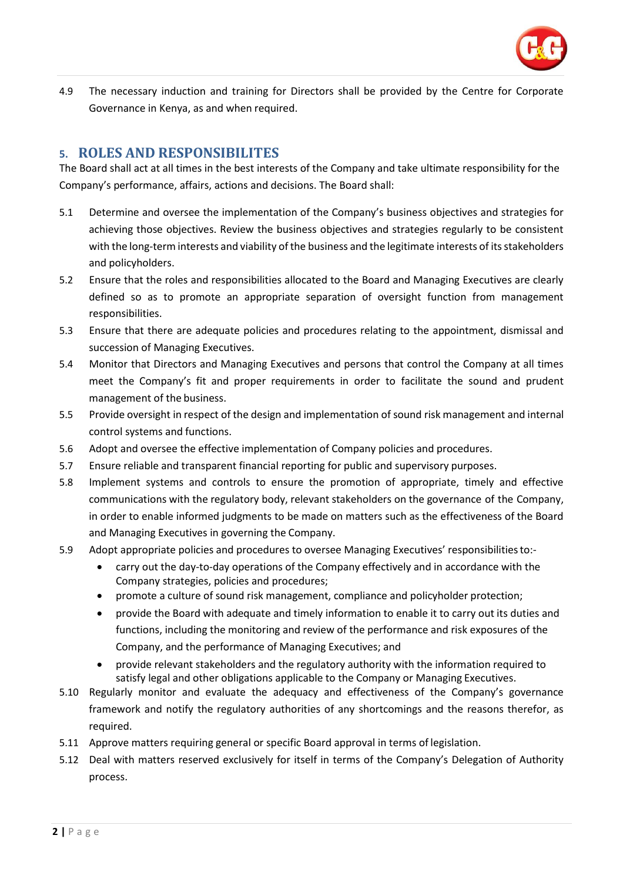4.9 The necessary induction and training for Directors shall be provided by the Centre for Corporate Governance in Kenya, as and when required.

## 5. ROLES AND RESPONSIBILITES

The Board shall act at all times in the best interests of the Company and take ultimate responsibility for the Company's performance, affairs, actions and decisions. The Board shall:

5.1 Determine and oversee the implementation of the Company's business objectives and strategies for achieving those objectives. Review the business objectives and strategies regularly to be consistent with the long-term interests and viability of the business and the legitimate interests of its stakeholders and policyholders.

5.2 Ensure that the roles and responsibilities allocated to the Board and Managing Executives are clearly defined so as to promote an appropriate separation of oversight function from management responsibilities.

5.3 Ensure that there are adequate policies and procedures relating to the appointment, dismissal and succession of Managing Executives.

5.4 Monitor that Directors and Managing Executives and persons that control the Company at all times meet the Company's fit and proper requirements in order to facilitate the sound and prudent management of the business.

5.5 Provide oversight in respect of the design and implementation of sound risk management and internal control systems and functions.

5.6 Adopt and oversee the effective implementation of Company policies and procedures.

5.7 Ensure reliable and transparent financial reporting for public and supervisory purposes.

5.8 Implement systems and controls to ensure the promotion of appropriate, timely and effective communications with the regulatory body, relevant stakeholders on the governance of the Company, in order to enable informed judgments to be made on matters such as the effectiveness of the Board and Managing Executives in governing the Company.

5.9 Adopt appropriate policies and procedures to oversee Managing Executives' responsibilities to:-

- carry out the day-to-day operations of the Company effectively and in accordance with the Company strategies, policies and procedures;
- promote a culture of sound risk management, compliance and policyholder protection;
- provide the Board with adequate and timely information to enable it to carry out its duties and functions, including the monitoring and review of the performance and risk exposures of the Company, and the performance of Managing Executives; and
- provide relevant stakeholders and the regulatory authority with the information required to satisfy legal and other obligations applicable to the Company or Managing Executives.

5.10 Regularly monitor and evaluate the adequacy and effectiveness of the Company's governance framework and notify the regulatory authorities of any shortcomings and the reasons therefor, as required.

5.11 Approve matters requiring general or specific Board approval in terms of legislation.

5.12 Deal with matters reserved exclusively for itself in terms of the Company's Delegation of Authority process.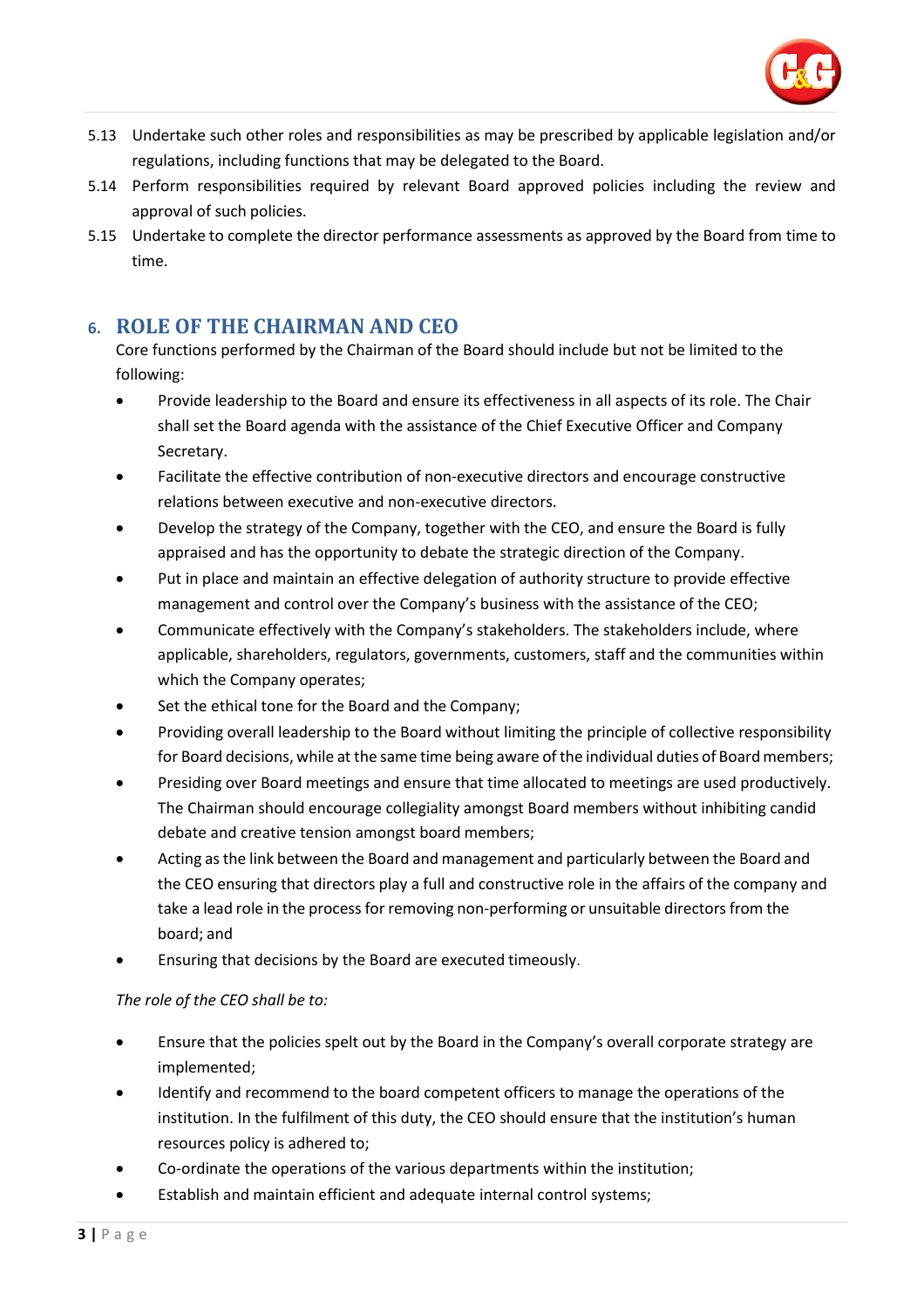5.13 Undertake such other roles and responsibilities as may be prescribed by applicable legislation and/or regulations, including functions that may be delegated to the Board.

5.14 Perform responsibilities required by relevant Board approved policies including the review and approval of such policies.

5.15 Undertake to complete the director performance assessments as approved by the Board from time to time.

## 6. ROLE OF THE CHAIRMAN AND CEO

Core functions performed by the Chairman of the Board should include but not be limited to the following:

- Provide leadership to the Board and ensure its effectiveness in all aspects of its role. The Chair shall set the Board agenda with the assistance of the Chief Executive Officer and Company Secretary.
- Facilitate the effective contribution of non-executive directors and encourage constructive relations between executive and non-executive directors.
- Develop the strategy of the Company, together with the CEO, and ensure the Board is fully appraised and has the opportunity to debate the strategic direction of the Company.
- Put in place and maintain an effective delegation of authority structure to provide effective management and control over the Company's business with the assistance of the CEO;
- Communicate effectively with the Company's stakeholders. The stakeholders include, where applicable, shareholders, regulators, governments, customers, staff and the communities within which the Company operates;
- Set the ethical tone for the Board and the Company;
- Providing overall leadership to the Board without limiting the principle of collective responsibility for Board decisions, while at the same time being aware of the individual duties of Board members;
- Presiding over Board meetings and ensure that time allocated to meetings are used productively. The Chairman should encourage collegiality amongst Board members without inhibiting candid debate and creative tension amongst board members;
- Acting as the link between the Board and management and particularly between the Board and the CEO ensuring that directors play a full and constructive role in the affairs of the company and take a lead role in the process for removing non-performing or unsuitable directors from the board; and
- Ensuring that decisions by the Board are executed timeously.

*The role of the CEO shall be to:*

- Ensure that the policies spelt out by the Board in the Company's overall corporate strategy are implemented;
- Identify and recommend to the board competent officers to manage the operations of the institution. In the fulfilment of this duty, the CEO should ensure that the institution's human resources policy is adhered to;
- Co-ordinate the operations of the various departments within the institution;
- Establish and maintain efficient and adequate internal control systems;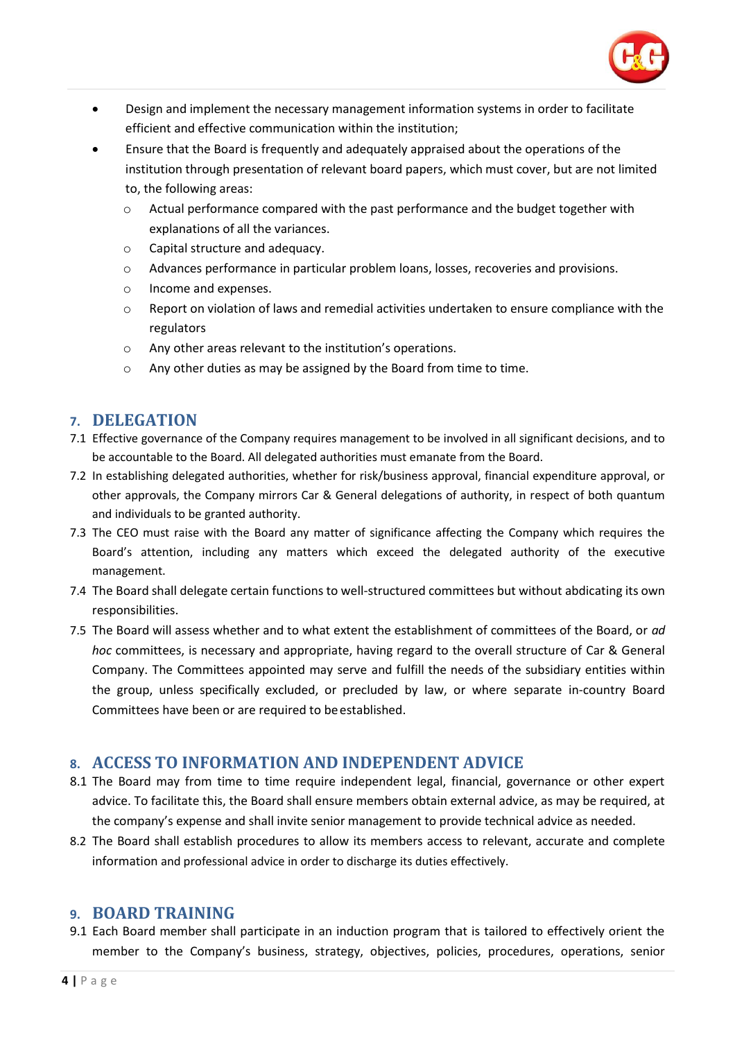- Design and implement the necessary management information systems in order to facilitate efficient and effective communication within the institution;
- Ensure that the Board is frequently and adequately appraised about the operations of the institution through presentation of relevant board papers, which must cover, but are not limited to, the following areas:
    - Actual performance compared with the past performance and the budget together with explanations of all the variances.
    - Capital structure and adequacy.
    - Advances performance in particular problem loans, losses, recoveries and provisions.
    - Income and expenses.
    - Report on violation of laws and remedial activities undertaken to ensure compliance with the regulators
    - Any other areas relevant to the institution's operations.
    - Any other duties as may be assigned by the Board from time to time.

## 7. DELEGATION

7.1 Effective governance of the Company requires management to be involved in all significant decisions, and to be accountable to the Board. All delegated authorities must emanate from the Board.

7.2 In establishing delegated authorities, whether for risk/business approval, financial expenditure approval, or other approvals, the Company mirrors Car & General delegations of authority, in respect of both quantum and individuals to be granted authority.

7.3 The CEO must raise with the Board any matter of significance affecting the Company which requires the Board's attention, including any matters which exceed the delegated authority of the executive management.

7.4 The Board shall delegate certain functions to well-structured committees but without abdicating its own responsibilities.

7.5 The Board will assess whether and to what extent the establishment of committees of the Board, or *ad hoc* committees, is necessary and appropriate, having regard to the overall structure of Car & General Company. The Committees appointed may serve and fulfill the needs of the subsidiary entities within the group, unless specifically excluded, or precluded by law, or where separate in-country Board Committees have been or are required to be established.

## 8. ACCESS TO INFORMATION AND INDEPENDENT ADVICE

8.1 The Board may from time to time require independent legal, financial, governance or other expert advice. To facilitate this, the Board shall ensure members obtain external advice, as may be required, at the company's expense and shall invite senior management to provide technical advice as needed.

8.2 The Board shall establish procedures to allow its members access to relevant, accurate and complete information and professional advice in order to discharge its duties effectively.

## 9. BOARD TRAINING

9.1 Each Board member shall participate in an induction program that is tailored to effectively orient the member to the Company's business, strategy, objectives, policies, procedures, operations, senior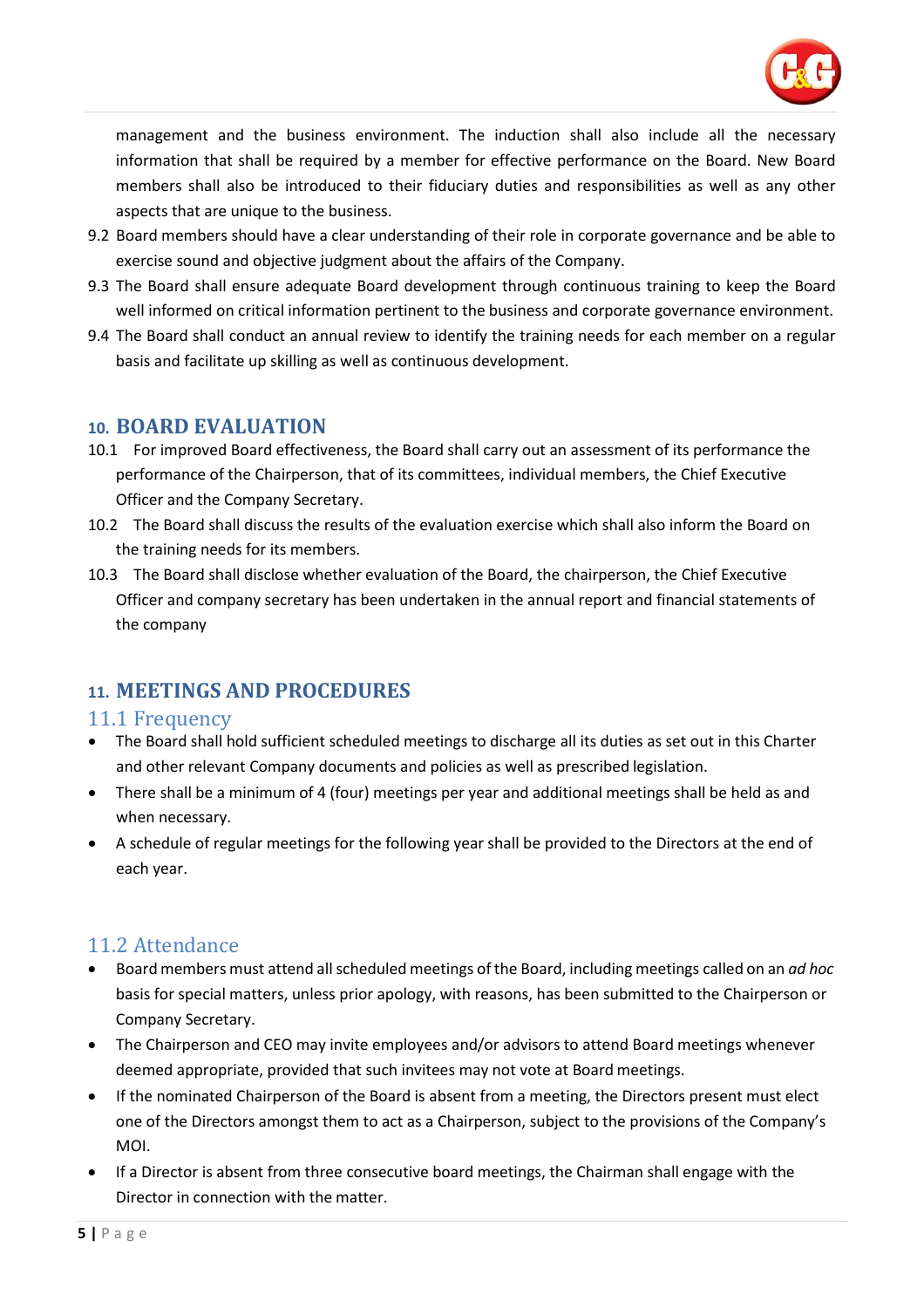management and the business environment. The induction shall also include all the necessary information that shall be required by a member for effective performance on the Board. New Board members shall also be introduced to their fiduciary duties and responsibilities as well as any other aspects that are unique to the business.

9.2 Board members should have a clear understanding of their role in corporate governance and be able to exercise sound and objective judgment about the affairs of the Company.

9.3 The Board shall ensure adequate Board development through continuous training to keep the Board well informed on critical information pertinent to the business and corporate governance environment.

9.4 The Board shall conduct an annual review to identify the training needs for each member on a regular basis and facilitate up skilling as well as continuous development.

## 10. BOARD EVALUATION

10.1 For improved Board effectiveness, the Board shall carry out an assessment of its performance the performance of the Chairperson, that of its committees, individual members, the Chief Executive Officer and the Company Secretary.

10.2 The Board shall discuss the results of the evaluation exercise which shall also inform the Board on the training needs for its members.

10.3 The Board shall disclose whether evaluation of the Board, the chairperson, the Chief Executive Officer and company secretary has been undertaken in the annual report and financial statements of the company

## 11. MEETINGS AND PROCEDURES

### 11.1 Frequency

- The Board shall hold sufficient scheduled meetings to discharge all its duties as set out in this Charter and other relevant Company documents and policies as well as prescribed legislation.
- There shall be a minimum of 4 (four) meetings per year and additional meetings shall be held as and when necessary.
- A schedule of regular meetings for the following year shall be provided to the Directors at the end of each year.

### 11.2 Attendance

- Board members must attend all scheduled meetings of the Board, including meetings called on an *ad hoc* basis for special matters, unless prior apology, with reasons, has been submitted to the Chairperson or Company Secretary.
- The Chairperson and CEO may invite employees and/or advisors to attend Board meetings whenever deemed appropriate, provided that such invitees may not vote at Board meetings.
- If the nominated Chairperson of the Board is absent from a meeting, the Directors present must elect one of the Directors amongst them to act as a Chairperson, subject to the provisions of the Company's MOI.
- If a Director is absent from three consecutive board meetings, the Chairman shall engage with the Director in connection with the matter.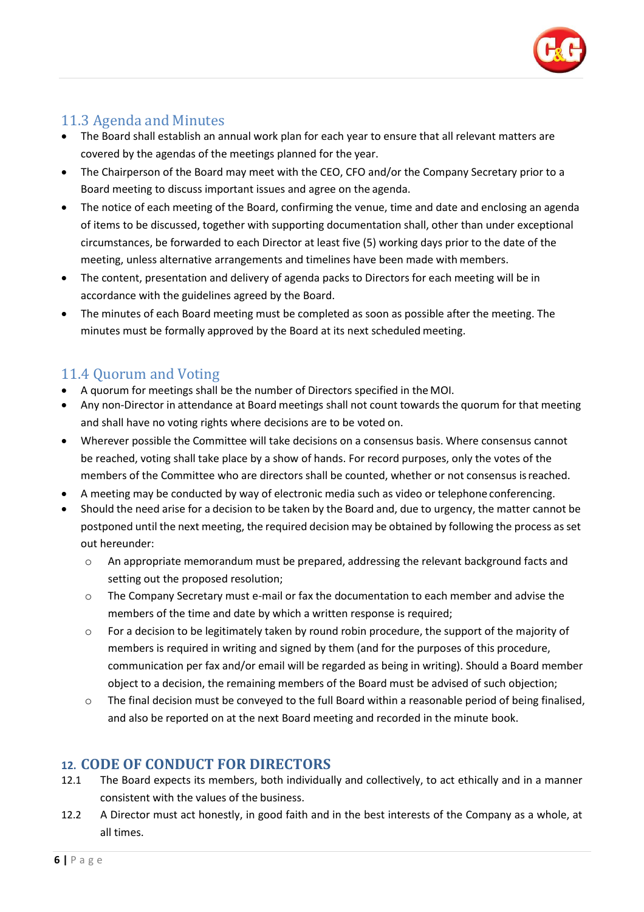### 11.3 Agenda and Minutes

- The Board shall establish an annual work plan for each year to ensure that all relevant matters are covered by the agendas of the meetings planned for the year.
- The Chairperson of the Board may meet with the CEO, CFO and/or the Company Secretary prior to a Board meeting to discuss important issues and agree on the agenda.
- The notice of each meeting of the Board, confirming the venue, time and date and enclosing an agenda of items to be discussed, together with supporting documentation shall, other than under exceptional circumstances, be forwarded to each Director at least five (5) working days prior to the date of the meeting, unless alternative arrangements and timelines have been made with members.
- The content, presentation and delivery of agenda packs to Directors for each meeting will be in accordance with the guidelines agreed by the Board.
- The minutes of each Board meeting must be completed as soon as possible after the meeting. The minutes must be formally approved by the Board at its next scheduled meeting.

### 11.4 Quorum and Voting

- A quorum for meetings shall be the number of Directors specified in the MOI.
- Any non-Director in attendance at Board meetings shall not count towards the quorum for that meeting and shall have no voting rights where decisions are to be voted on.
- Wherever possible the Committee will take decisions on a consensus basis. Where consensus cannot be reached, voting shall take place by a show of hands. For record purposes, only the votes of the members of the Committee who are directors shall be counted, whether or not consensus is reached.
- A meeting may be conducted by way of electronic media such as video or telephone conferencing.
- Should the need arise for a decision to be taken by the Board and, due to urgency, the matter cannot be postponed until the next meeting, the required decision may be obtained by following the process as set out hereunder:
  - An appropriate memorandum must be prepared, addressing the relevant background facts and setting out the proposed resolution;
  - The Company Secretary must e-mail or fax the documentation to each member and advise the members of the time and date by which a written response is required;
  - For a decision to be legitimately taken by round robin procedure, the support of the majority of members is required in writing and signed by them (and for the purposes of this procedure, communication per fax and/or email will be regarded as being in writing). Should a Board member object to a decision, the remaining members of the Board must be advised of such objection;
  - The final decision must be conveyed to the full Board within a reasonable period of being finalised, and also be reported on at the next Board meeting and recorded in the minute book.

## 12. CODE OF CONDUCT FOR DIRECTORS

12.1 The Board expects its members, both individually and collectively, to act ethically and in a manner consistent with the values of the business.

12.2 A Director must act honestly, in good faith and in the best interests of the Company as a whole, at all times.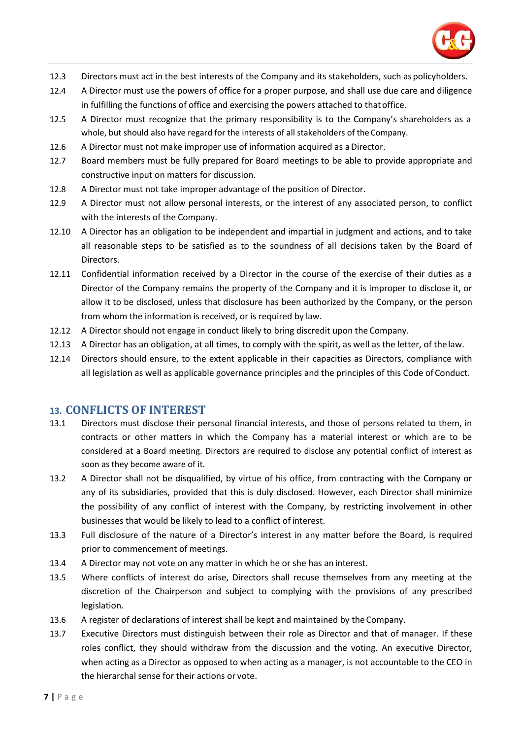12.3 Directors must act in the best interests of the Company and its stakeholders, such as policyholders.

12.4 A Director must use the powers of office for a proper purpose, and shall use due care and diligence in fulfilling the functions of office and exercising the powers attached to that office.

12.5 A Director must recognize that the primary responsibility is to the Company's shareholders as a whole, but should also have regard for the interests of all stakeholders of the Company.

12.6 A Director must not make improper use of information acquired as a Director.

12.7 Board members must be fully prepared for Board meetings to be able to provide appropriate and constructive input on matters for discussion.

12.8 A Director must not take improper advantage of the position of Director.

12.9 A Director must not allow personal interests, or the interest of any associated person, to conflict with the interests of the Company.

12.10 A Director has an obligation to be independent and impartial in judgment and actions, and to take all reasonable steps to be satisfied as to the soundness of all decisions taken by the Board of Directors.

12.11 Confidential information received by a Director in the course of the exercise of their duties as a Director of the Company remains the property of the Company and it is improper to disclose it, or allow it to be disclosed, unless that disclosure has been authorized by the Company, or the person from whom the information is received, or is required by law.

12.12 A Director should not engage in conduct likely to bring discredit upon the Company.

12.13 A Director has an obligation, at all times, to comply with the spirit, as well as the letter, of the law.

12.14 Directors should ensure, to the extent applicable in their capacities as Directors, compliance with all legislation as well as applicable governance principles and the principles of this Code of Conduct.

## 13. CONFLICTS OF INTEREST

13.1 Directors must disclose their personal financial interests, and those of persons related to them, in contracts or other matters in which the Company has a material interest or which are to be considered at a Board meeting. Directors are required to disclose any potential conflict of interest as soon as they become aware of it.

13.2 A Director shall not be disqualified, by virtue of his office, from contracting with the Company or any of its subsidiaries, provided that this is duly disclosed. However, each Director shall minimize the possibility of any conflict of interest with the Company, by restricting involvement in other businesses that would be likely to lead to a conflict of interest.

13.3 Full disclosure of the nature of a Director's interest in any matter before the Board, is required prior to commencement of meetings.

13.4 A Director may not vote on any matter in which he or she has an interest.

13.5 Where conflicts of interest do arise, Directors shall recuse themselves from any meeting at the discretion of the Chairperson and subject to complying with the provisions of any prescribed legislation.

13.6 A register of declarations of interest shall be kept and maintained by the Company.

13.7 Executive Directors must distinguish between their role as Director and that of manager. If these roles conflict, they should withdraw from the discussion and the voting. An executive Director, when acting as a Director as opposed to when acting as a manager, is not accountable to the CEO in the hierarchal sense for their actions or vote.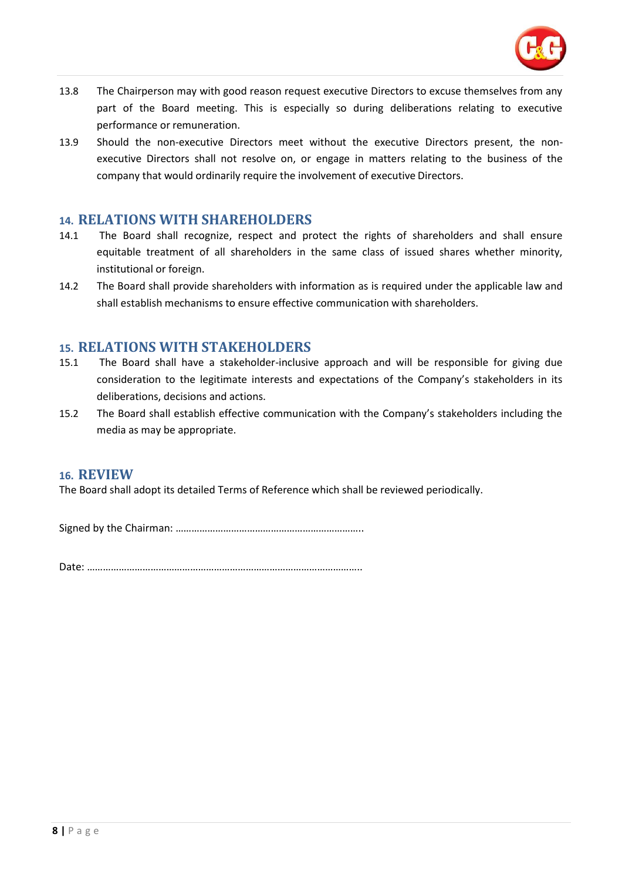13.8 The Chairperson may with good reason request executive Directors to excuse themselves from any part of the Board meeting. This is especially so during deliberations relating to executive performance or remuneration.

13.9 Should the non-executive Directors meet without the executive Directors present, the non-executive Directors shall not resolve on, or engage in matters relating to the business of the company that would ordinarily require the involvement of executive Directors.

## 14. RELATIONS WITH SHAREHOLDERS

14.1 The Board shall recognize, respect and protect the rights of shareholders and shall ensure equitable treatment of all shareholders in the same class of issued shares whether minority, institutional or foreign.

14.2 The Board shall provide shareholders with information as is required under the applicable law and shall establish mechanisms to ensure effective communication with shareholders.

## 15. RELATIONS WITH STAKEHOLDERS

15.1 The Board shall have a stakeholder-inclusive approach and will be responsible for giving due consideration to the legitimate interests and expectations of the Company's stakeholders in its deliberations, decisions and actions.

15.2 The Board shall establish effective communication with the Company's stakeholders including the media as may be appropriate.

## 16. REVIEW

The Board shall adopt its detailed Terms of Reference which shall be reviewed periodically.

Signed by the Chairman: ……………………………………………………………..

Date: …………………………………………………………………………………….